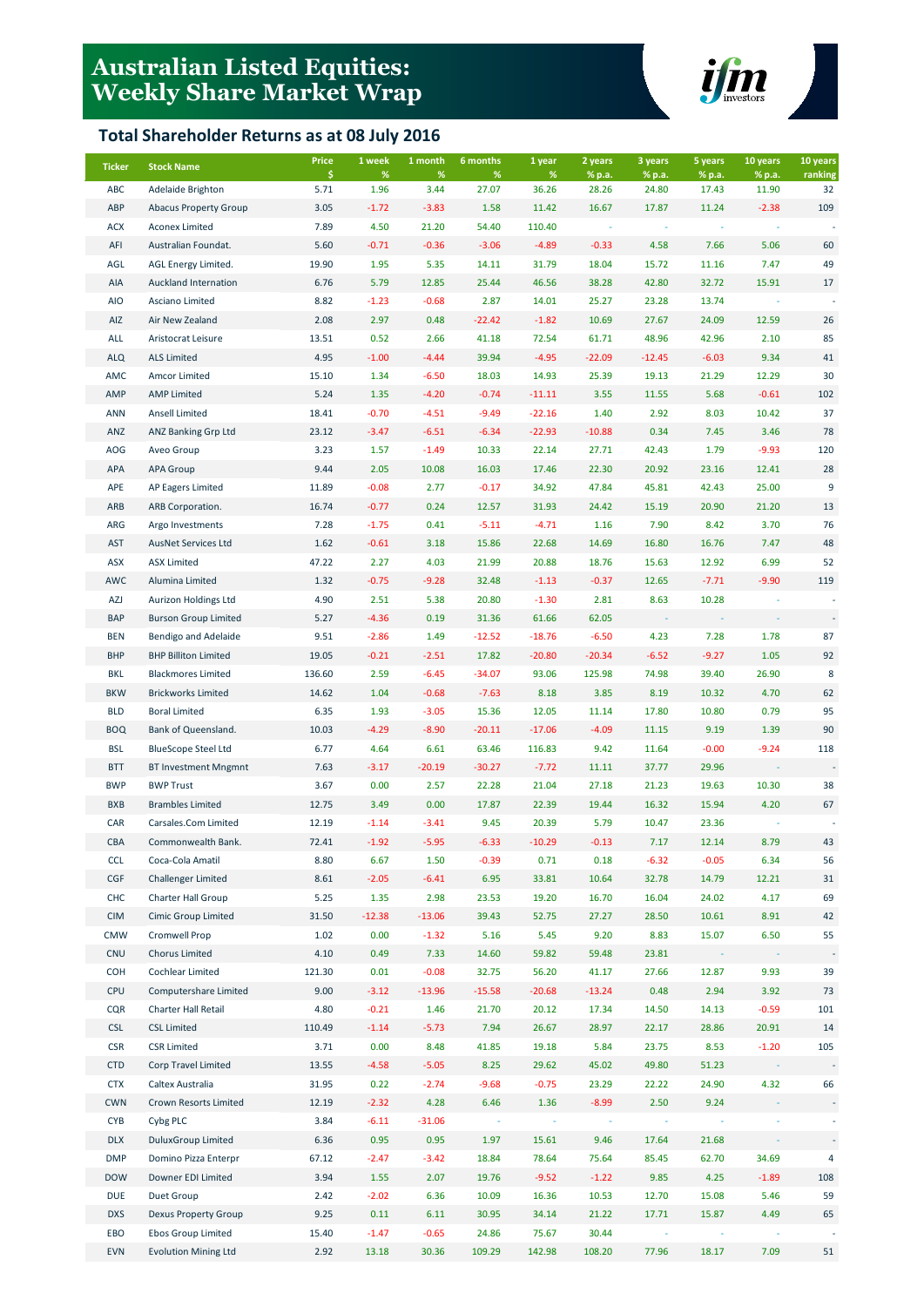# Australian Listed Equities: Weekly Share Market Wrap

## Total Shareholder Returns as at 08 July 2016

| Ticker | Stock Name | Price $ | 1 week % | 1 month % | 6 months % | 1 year % | 2 years % p.a. | 3 years % p.a. | 5 years % p.a. | 10 years % p.a. | 10 years ranking |
|---|---|---|---|---|---|---|---|---|---|---|---|
| ABC | Adelaide Brighton | 5.71 | 1.96 | 3.44 | 27.07 | 36.26 | 28.26 | 24.80 | 17.43 | 11.90 | 32 |
| ABP | Abacus Property Group | 3.05 | -1.72 | -3.83 | 1.58 | 11.42 | 16.67 | 17.87 | 11.24 | -2.38 | 109 |
| ACX | Aconex Limited | 7.89 | 4.50 | 21.20 | 54.40 | 110.40 | - | - | - | - | - |
| AFI | Australian Foundat. | 5.60 | -0.71 | -0.36 | -3.06 | -4.89 | -0.33 | 4.58 | 7.66 | 5.06 | 60 |
| AGL | AGL Energy Limited. | 19.90 | 1.95 | 5.35 | 14.11 | 31.79 | 18.04 | 15.72 | 11.16 | 7.47 | 49 |
| AIA | Auckland Internation | 6.76 | 5.79 | 12.85 | 25.44 | 46.56 | 38.28 | 42.80 | 32.72 | 15.91 | 17 |
| AIO | Asciano Limited | 8.82 | -1.23 | -0.68 | 2.87 | 14.01 | 25.27 | 23.28 | 13.74 | - | - |
| AIZ | Air New Zealand | 2.08 | 2.97 | 0.48 | -22.42 | -1.82 | 10.69 | 27.67 | 24.09 | 12.59 | 26 |
| ALL | Aristocrat Leisure | 13.51 | 0.52 | 2.66 | 41.18 | 72.54 | 61.71 | 48.96 | 42.96 | 2.10 | 85 |
| ALQ | ALS Limited | 4.95 | -1.00 | -4.44 | 39.94 | -4.95 | -22.09 | -12.45 | -6.03 | 9.34 | 41 |
| AMC | Amcor Limited | 15.10 | 1.34 | -6.50 | 18.03 | 14.93 | 25.39 | 19.13 | 21.29 | 12.29 | 30 |
| AMP | AMP Limited | 5.24 | 1.35 | -4.20 | -0.74 | -11.11 | 3.55 | 11.55 | 5.68 | -0.61 | 102 |
| ANN | Ansell Limited | 18.41 | -0.70 | -4.51 | -9.49 | -22.16 | 1.40 | 2.92 | 8.03 | 10.42 | 37 |
| ANZ | ANZ Banking Grp Ltd | 23.12 | -3.47 | -6.51 | -6.34 | -22.93 | -10.88 | 0.34 | 7.45 | 3.46 | 78 |
| AOG | Aveo Group | 3.23 | 1.57 | -1.49 | 10.33 | 22.14 | 27.71 | 42.43 | 1.79 | -9.93 | 120 |
| APA | APA Group | 9.44 | 2.05 | 10.08 | 16.03 | 17.46 | 22.30 | 20.92 | 23.16 | 12.41 | 28 |
| APE | AP Eagers Limited | 11.89 | -0.08 | 2.77 | -0.17 | 34.92 | 47.84 | 45.81 | 42.43 | 25.00 | 9 |
| ARB | ARB Corporation. | 16.74 | -0.77 | 0.24 | 12.57 | 31.93 | 24.42 | 15.19 | 20.90 | 21.20 | 13 |
| ARG | Argo Investments | 7.28 | -1.75 | 0.41 | -5.11 | -4.71 | 1.16 | 7.90 | 8.42 | 3.70 | 76 |
| AST | AusNet Services Ltd | 1.62 | -0.61 | 3.18 | 15.86 | 22.68 | 14.69 | 16.80 | 16.76 | 7.47 | 48 |
| ASX | ASX Limited | 47.22 | 2.27 | 4.03 | 21.99 | 20.88 | 18.76 | 15.63 | 12.92 | 6.99 | 52 |
| AWC | Alumina Limited | 1.32 | -0.75 | -9.28 | 32.48 | -1.13 | -0.37 | 12.65 | -7.71 | -9.90 | 119 |
| AZJ | Aurizon Holdings Ltd | 4.90 | 2.51 | 5.38 | 20.80 | -1.30 | 2.81 | 8.63 | 10.28 | - | - |
| BAP | Burson Group Limited | 5.27 | -4.36 | 0.19 | 31.36 | 61.66 | 62.05 | - | - | - | - |
| BEN | Bendigo and Adelaide | 9.51 | -2.86 | 1.49 | -12.52 | -18.76 | -6.50 | 4.23 | 7.28 | 1.78 | 87 |
| BHP | BHP Billiton Limited | 19.05 | -0.21 | -2.51 | 17.82 | -20.80 | -20.34 | -6.52 | -9.27 | 1.05 | 92 |
| BKL | Blackmores Limited | 136.60 | 2.59 | -6.45 | -34.07 | 93.06 | 125.98 | 74.98 | 39.40 | 26.90 | 8 |
| BKW | Brickworks Limited | 14.62 | 1.04 | -0.68 | -7.63 | 8.18 | 3.85 | 8.19 | 10.32 | 4.70 | 62 |
| BLD | Boral Limited | 6.35 | 1.93 | -3.05 | 15.36 | 12.05 | 11.14 | 17.80 | 10.80 | 0.79 | 95 |
| BOQ | Bank of Queensland. | 10.03 | -4.29 | -8.90 | -20.11 | -17.06 | -4.09 | 11.15 | 9.19 | 1.39 | 90 |
| BSL | BlueScope Steel Ltd | 6.77 | 4.64 | 6.61 | 63.46 | 116.83 | 9.42 | 11.64 | -0.00 | -9.24 | 118 |
| BTT | BT Investment Mngmnt | 7.63 | -3.17 | -20.19 | -30.27 | -7.72 | 11.11 | 37.77 | 29.96 | - | - |
| BWP | BWP Trust | 3.67 | 0.00 | 2.57 | 22.28 | 21.04 | 27.18 | 21.23 | 19.63 | 10.30 | 38 |
| BXB | Brambles Limited | 12.75 | 3.49 | 0.00 | 17.87 | 22.39 | 19.44 | 16.32 | 15.94 | 4.20 | 67 |
| CAR | Carsales.Com Limited | 12.19 | -1.14 | -3.41 | 9.45 | 20.39 | 5.79 | 10.47 | 23.36 | - | - |
| CBA | Commonwealth Bank. | 72.41 | -1.92 | -5.95 | -6.33 | -10.29 | -0.13 | 7.17 | 12.14 | 8.79 | 43 |
| CCL | Coca-Cola Amatil | 8.80 | 6.67 | 1.50 | -0.39 | 0.71 | 0.18 | -6.32 | -0.05 | 6.34 | 56 |
| CGF | Challenger Limited | 8.61 | -2.05 | -6.41 | 6.95 | 33.81 | 10.64 | 32.78 | 14.79 | 12.21 | 31 |
| CHC | Charter Hall Group | 5.25 | 1.35 | 2.98 | 23.53 | 19.20 | 16.70 | 16.04 | 24.02 | 4.17 | 69 |
| CIM | Cimic Group Limited | 31.50 | -12.38 | -13.06 | 39.43 | 52.75 | 27.27 | 28.50 | 10.61 | 8.91 | 42 |
| CMW | Cromwell Prop | 1.02 | 0.00 | -1.32 | 5.16 | 5.45 | 9.20 | 8.83 | 15.07 | 6.50 | 55 |
| CNU | Chorus Limited | 4.10 | 0.49 | 7.33 | 14.60 | 59.82 | 59.48 | 23.81 | - | - | - |
| COH | Cochlear Limited | 121.30 | 0.01 | -0.08 | 32.75 | 56.20 | 41.17 | 27.66 | 12.87 | 9.93 | 39 |
| CPU | Computershare Limited | 9.00 | -3.12 | -13.96 | -15.58 | -20.68 | -13.24 | 0.48 | 2.94 | 3.92 | 73 |
| CQR | Charter Hall Retail | 4.80 | -0.21 | 1.46 | 21.70 | 20.12 | 17.34 | 14.50 | 14.13 | -0.59 | 101 |
| CSL | CSL Limited | 110.49 | -1.14 | -5.73 | 7.94 | 26.67 | 28.97 | 22.17 | 28.86 | 20.91 | 14 |
| CSR | CSR Limited | 3.71 | 0.00 | 8.48 | 41.85 | 19.18 | 5.84 | 23.75 | 8.53 | -1.20 | 105 |
| CTD | Corp Travel Limited | 13.55 | -4.58 | -5.05 | 8.25 | 29.62 | 45.02 | 49.80 | 51.23 | - | - |
| CTX | Caltex Australia | 31.95 | 0.22 | -2.74 | -9.68 | -0.75 | 23.29 | 22.22 | 24.90 | 4.32 | 66 |
| CWN | Crown Resorts Limited | 12.19 | -2.32 | 4.28 | 6.46 | 1.36 | -8.99 | 2.50 | 9.24 | - | - |
| CYB | Cybg PLC | 3.84 | -6.11 | -31.06 | - | - | - | - | - | - | - |
| DLX | DuluxGroup Limited | 6.36 | 0.95 | 0.95 | 1.97 | 15.61 | 9.46 | 17.64 | 21.68 | - | - |
| DMP | Domino Pizza Enterpr | 67.12 | -2.47 | -3.42 | 18.84 | 78.64 | 75.64 | 85.45 | 62.70 | 34.69 | 4 |
| DOW | Downer EDI Limited | 3.94 | 1.55 | 2.07 | 19.76 | -9.52 | -1.22 | 9.85 | 4.25 | -1.89 | 108 |
| DUE | Duet Group | 2.42 | -2.02 | 6.36 | 10.09 | 16.36 | 10.53 | 12.70 | 15.08 | 5.46 | 59 |
| DXS | Dexus Property Group | 9.25 | 0.11 | 6.11 | 30.95 | 34.14 | 21.22 | 17.71 | 15.87 | 4.49 | 65 |
| EBO | Ebos Group Limited | 15.40 | -1.47 | -0.65 | 24.86 | 75.67 | 30.44 | - | - | - | - |
| EVN | Evolution Mining Ltd | 2.92 | 13.18 | 30.36 | 109.29 | 142.98 | 108.20 | 77.96 | 18.17 | 7.09 | 51 |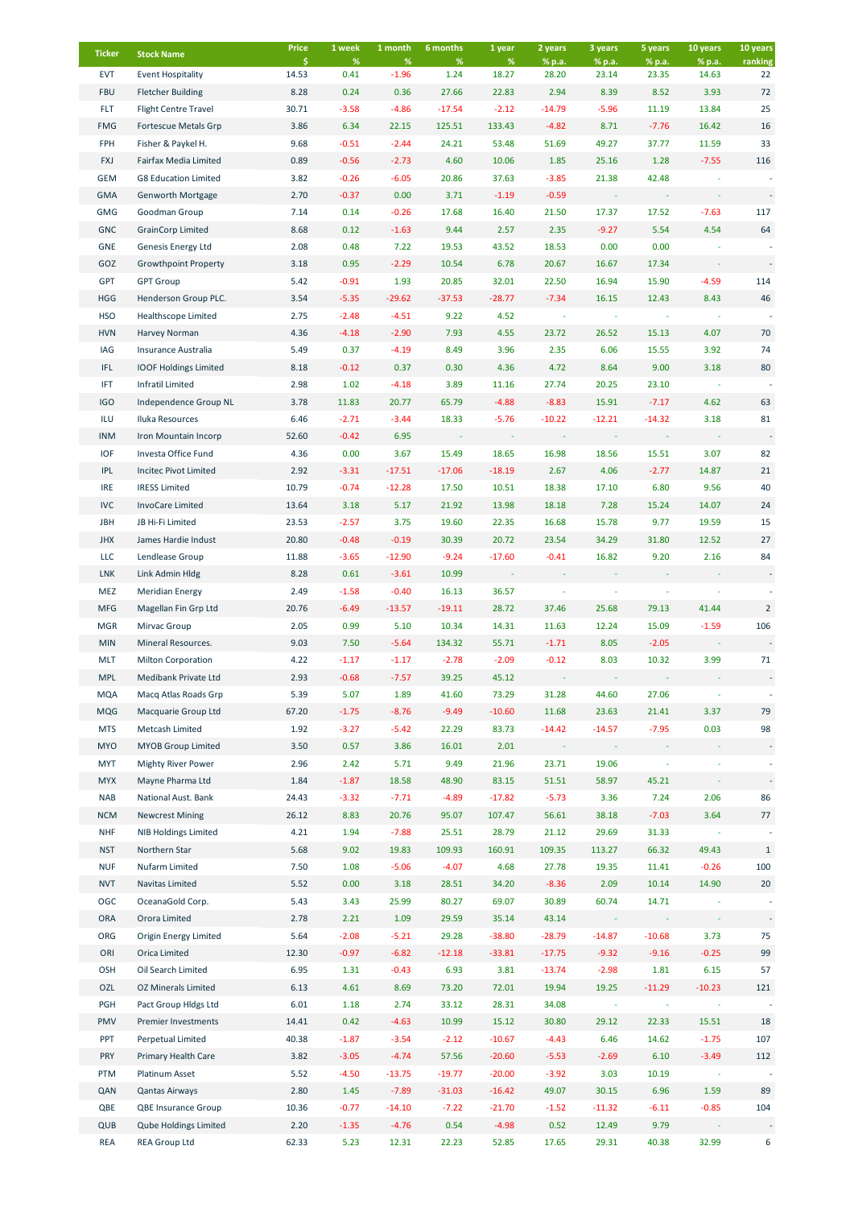| Ticker | Stock Name | Price $ | 1 week % | 1 month % | 6 months % | 1 year % | 2 years % p.a. | 3 years % p.a. | 5 years % p.a. | 10 years % p.a. | 10 years ranking |
|---|---|---|---|---|---|---|---|---|---|---|---|
| EVT | Event Hospitality | 14.53 | 0.41 | -1.96 | 1.24 | 18.27 | 28.20 | 23.14 | 23.35 | 14.63 | 22 |
| FBU | Fletcher Building | 8.28 | 0.24 | 0.36 | 27.66 | 22.83 | 2.94 | 8.39 | 8.52 | 3.93 | 72 |
| FLT | Flight Centre Travel | 30.71 | -3.58 | -4.86 | -17.54 | -2.12 | -14.79 | -5.96 | 11.19 | 13.84 | 25 |
| FMG | Fortescue Metals Grp | 3.86 | 6.34 | 22.15 | 125.51 | 133.43 | -4.82 | 8.71 | -7.76 | 16.42 | 16 |
| FPH | Fisher & Paykel H. | 9.68 | -0.51 | -2.44 | 24.21 | 53.48 | 51.69 | 49.27 | 37.77 | 11.59 | 33 |
| FXJ | Fairfax Media Limited | 0.89 | -0.56 | -2.73 | 4.60 | 10.06 | 1.85 | 25.16 | 1.28 | -7.55 | 116 |
| GEM | G8 Education Limited | 3.82 | -0.26 | -6.05 | 20.86 | 37.63 | -3.85 | 21.38 | 42.48 | - | - |
| GMA | Genworth Mortgage | 2.70 | -0.37 | 0.00 | 3.71 | -1.19 | -0.59 | - | - | - | - |
| GMG | Goodman Group | 7.14 | 0.14 | -0.26 | 17.68 | 16.40 | 21.50 | 17.37 | 17.52 | -7.63 | 117 |
| GNC | GrainCorp Limited | 8.68 | 0.12 | -1.63 | 9.44 | 2.57 | 2.35 | -9.27 | 5.54 | 4.54 | 64 |
| GNE | Genesis Energy Ltd | 2.08 | 0.48 | 7.22 | 19.53 | 43.52 | 18.53 | 0.00 | 0.00 | - | - |
| GOZ | Growthpoint Property | 3.18 | 0.95 | -2.29 | 10.54 | 6.78 | 20.67 | 16.67 | 17.34 | - | - |
| GPT | GPT Group | 5.42 | -0.91 | 1.93 | 20.85 | 32.01 | 22.50 | 16.94 | 15.90 | -4.59 | 114 |
| HGG | Henderson Group PLC. | 3.54 | -5.35 | -29.62 | -37.53 | -28.77 | -7.34 | 16.15 | 12.43 | 8.43 | 46 |
| HSO | Healthscope Limited | 2.75 | -2.48 | -4.51 | 9.22 | 4.52 | - | - | - | - | - |
| HVN | Harvey Norman | 4.36 | -4.18 | -2.90 | 7.93 | 4.55 | 23.72 | 26.52 | 15.13 | 4.07 | 70 |
| IAG | Insurance Australia | 5.49 | 0.37 | -4.19 | 8.49 | 3.96 | 2.35 | 6.06 | 15.55 | 3.92 | 74 |
| IFL | IOOF Holdings Limited | 8.18 | -0.12 | 0.37 | 0.30 | 4.36 | 4.72 | 8.64 | 9.00 | 3.18 | 80 |
| IFT | Infratil Limited | 2.98 | 1.02 | -4.18 | 3.89 | 11.16 | 27.74 | 20.25 | 23.10 | - | - |
| IGO | Independence Group NL | 3.78 | 11.83 | 20.77 | 65.79 | -4.88 | -8.83 | 15.91 | -7.17 | 4.62 | 63 |
| ILU | Iluka Resources | 6.46 | -2.71 | -3.44 | 18.33 | -5.76 | -10.22 | -12.21 | -14.32 | 3.18 | 81 |
| INM | Iron Mountain Incorp | 52.60 | -0.42 | 6.95 | - | - | - | - | - | - | - |
| IOF | Investa Office Fund | 4.36 | 0.00 | 3.67 | 15.49 | 18.65 | 16.98 | 18.56 | 15.51 | 3.07 | 82 |
| IPL | Incitec Pivot Limited | 2.92 | -3.31 | -17.51 | -17.06 | -18.19 | 2.67 | 4.06 | -2.77 | 14.87 | 21 |
| IRE | IRESS Limited | 10.79 | -0.74 | -12.28 | 17.50 | 10.51 | 18.38 | 17.10 | 6.80 | 9.56 | 40 |
| IVC | InvoCare Limited | 13.64 | 3.18 | 5.17 | 21.92 | 13.98 | 18.18 | 7.28 | 15.24 | 14.07 | 24 |
| JBH | JB Hi-Fi Limited | 23.53 | -2.57 | 3.75 | 19.60 | 22.35 | 16.68 | 15.78 | 9.77 | 19.59 | 15 |
| JHX | James Hardie Indust | 20.80 | -0.48 | -0.19 | 30.39 | 20.72 | 23.54 | 34.29 | 31.80 | 12.52 | 27 |
| LLC | Lendlease Group | 11.88 | -3.65 | -12.90 | -9.24 | -17.60 | -0.41 | 16.82 | 9.20 | 2.16 | 84 |
| LNK | Link Admin Hldg | 8.28 | 0.61 | -3.61 | 10.99 | - | - | - | - | - | - |
| MEZ | Meridian Energy | 2.49 | -1.58 | -0.40 | 16.13 | 36.57 | - | - | - | - | - |
| MFG | Magellan Fin Grp Ltd | 20.76 | -6.49 | -13.57 | -19.11 | 28.72 | 37.46 | 25.68 | 79.13 | 41.44 | 2 |
| MGR | Mirvac Group | 2.05 | 0.99 | 5.10 | 10.34 | 14.31 | 11.63 | 12.24 | 15.09 | -1.59 | 106 |
| MIN | Mineral Resources. | 9.03 | 7.50 | -5.64 | 134.32 | 55.71 | -1.71 | 8.05 | -2.05 | - | - |
| MLT | Milton Corporation | 4.22 | -1.17 | -1.17 | -2.78 | -2.09 | -0.12 | 8.03 | 10.32 | 3.99 | 71 |
| MPL | Medibank Private Ltd | 2.93 | -0.68 | -7.57 | 39.25 | 45.12 | - | - | - | - | - |
| MQA | Macq Atlas Roads Grp | 5.39 | 5.07 | 1.89 | 41.60 | 73.29 | 31.28 | 44.60 | 27.06 | - | - |
| MQG | Macquarie Group Ltd | 67.20 | -1.75 | -8.76 | -9.49 | -10.60 | 11.68 | 23.63 | 21.41 | 3.37 | 79 |
| MTS | Metcash Limited | 1.92 | -3.27 | -5.42 | 22.29 | 83.73 | -14.42 | -14.57 | -7.95 | 0.03 | 98 |
| MYO | MYOB Group Limited | 3.50 | 0.57 | 3.86 | 16.01 | 2.01 | - | - | - | - | - |
| MYT | Mighty River Power | 2.96 | 2.42 | 5.71 | 9.49 | 21.96 | 23.71 | 19.06 | - | - | - |
| MYX | Mayne Pharma Ltd | 1.84 | -1.87 | 18.58 | 48.90 | 83.15 | 51.51 | 58.97 | 45.21 | - | - |
| NAB | National Aust. Bank | 24.43 | -3.32 | -7.71 | -4.89 | -17.82 | -5.73 | 3.36 | 7.24 | 2.06 | 86 |
| NCM | Newcrest Mining | 26.12 | 8.83 | 20.76 | 95.07 | 107.47 | 56.61 | 38.18 | -7.03 | 3.64 | 77 |
| NHF | NIB Holdings Limited | 4.21 | 1.94 | -7.88 | 25.51 | 28.79 | 21.12 | 29.69 | 31.33 | - | - |
| NST | Northern Star | 5.68 | 9.02 | 19.83 | 109.93 | 160.91 | 109.35 | 113.27 | 66.32 | 49.43 | 1 |
| NUF | Nufarm Limited | 7.50 | 1.08 | -5.06 | -4.07 | 4.68 | 27.78 | 19.35 | 11.41 | -0.26 | 100 |
| NVT | Navitas Limited | 5.52 | 0.00 | 3.18 | 28.51 | 34.20 | -8.36 | 2.09 | 10.14 | 14.90 | 20 |
| OGC | OceanaGold Corp. | 5.43 | 3.43 | 25.99 | 80.27 | 69.07 | 30.89 | 60.74 | 14.71 | - | - |
| ORA | Orora Limited | 2.78 | 2.21 | 1.09 | 29.59 | 35.14 | 43.14 | - | - | - | - |
| ORG | Origin Energy Limited | 5.64 | -2.08 | -5.21 | 29.28 | -38.80 | -28.79 | -14.87 | -10.68 | 3.73 | 75 |
| ORI | Orica Limited | 12.30 | -0.97 | -6.82 | -12.18 | -33.81 | -17.75 | -9.32 | -9.16 | -0.25 | 99 |
| OSH | Oil Search Limited | 6.95 | 1.31 | -0.43 | 6.93 | 3.81 | -13.74 | -2.98 | 1.81 | 6.15 | 57 |
| OZL | OZ Minerals Limited | 6.13 | 4.61 | 8.69 | 73.20 | 72.01 | 19.94 | 19.25 | -11.29 | -10.23 | 121 |
| PGH | Pact Group Hldgs Ltd | 6.01 | 1.18 | 2.74 | 33.12 | 28.31 | 34.08 | - | - | - | - |
| PMV | Premier Investments | 14.41 | 0.42 | -4.63 | 10.99 | 15.12 | 30.80 | 29.12 | 22.33 | 15.51 | 18 |
| PPT | Perpetual Limited | 40.38 | -1.87 | -3.54 | -2.12 | -10.67 | -4.43 | 6.46 | 14.62 | -1.75 | 107 |
| PRY | Primary Health Care | 3.82 | -3.05 | -4.74 | 57.56 | -20.60 | -5.53 | -2.69 | 6.10 | -3.49 | 112 |
| PTM | Platinum Asset | 5.52 | -4.50 | -13.75 | -19.77 | -20.00 | -3.92 | 3.03 | 10.19 | - | - |
| QAN | Qantas Airways | 2.80 | 1.45 | -7.89 | -31.03 | -16.42 | 49.07 | 30.15 | 6.96 | 1.59 | 89 |
| QBE | QBE Insurance Group | 10.36 | -0.77 | -14.10 | -7.22 | -21.70 | -1.52 | -11.32 | -6.11 | -0.85 | 104 |
| QUB | Qube Holdings Limited | 2.20 | -1.35 | -4.76 | 0.54 | -4.98 | 0.52 | 12.49 | 9.79 | - | - |
| REA | REA Group Ltd | 62.33 | 5.23 | 12.31 | 22.23 | 52.85 | 17.65 | 29.31 | 40.38 | 32.99 | 6 |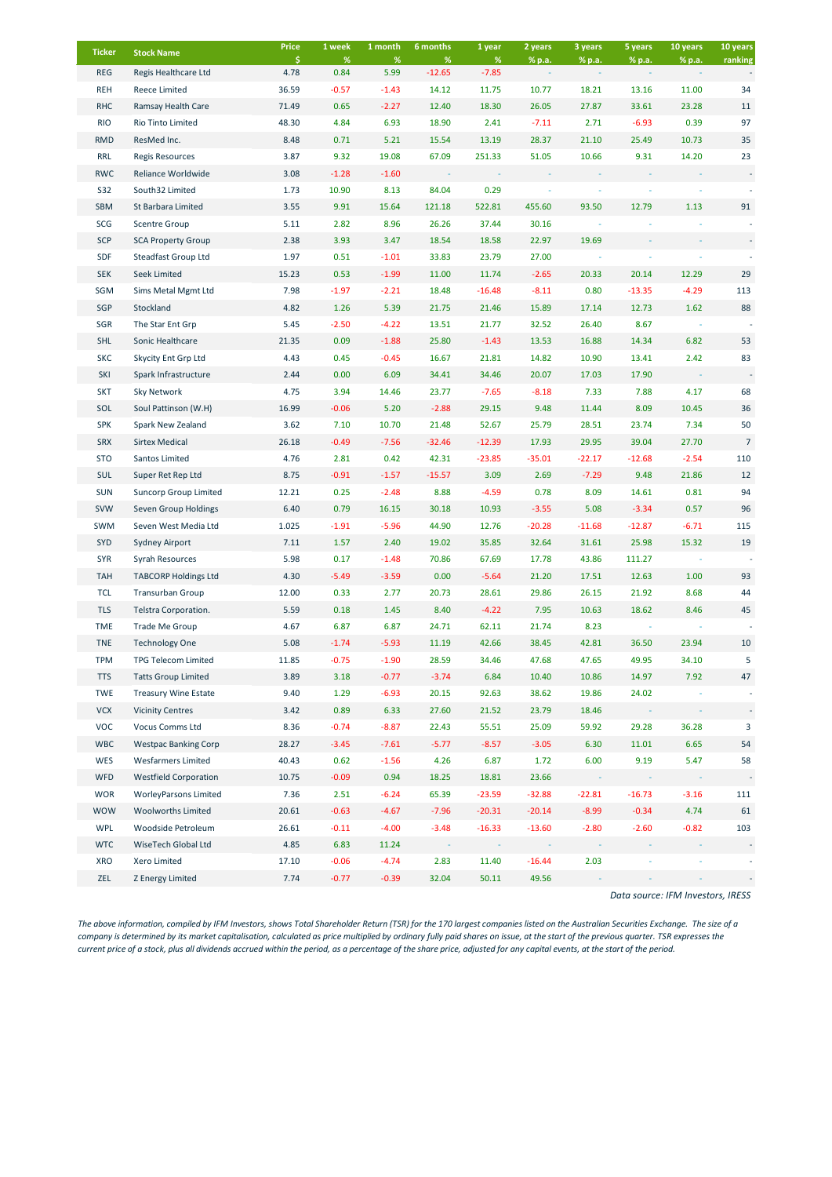| Ticker | Stock Name | Price $ | 1 week % | 1 month % | 6 months % | 1 year % | 2 years % p.a. | 3 years % p.a. | 5 years % p.a. | 10 years % p.a. | 10 years ranking |
|---|---|---|---|---|---|---|---|---|---|---|---|
| REG | Regis Healthcare Ltd | 4.78 | 0.84 | 5.99 | -12.65 | -7.85 | - | - | - | - | - |
| REH | Reece Limited | 36.59 | -0.57 | -1.43 | 14.12 | 11.75 | 10.77 | 18.21 | 13.16 | 11.00 | 34 |
| RHC | Ramsay Health Care | 71.49 | 0.65 | -2.27 | 12.40 | 18.30 | 26.05 | 27.87 | 33.61 | 23.28 | 11 |
| RIO | Rio Tinto Limited | 48.30 | 4.84 | 6.93 | 18.90 | 2.41 | -7.11 | 2.71 | -6.93 | 0.39 | 97 |
| RMD | ResMed Inc. | 8.48 | 0.71 | 5.21 | 15.54 | 13.19 | 28.37 | 21.10 | 25.49 | 10.73 | 35 |
| RRL | Regis Resources | 3.87 | 9.32 | 19.08 | 67.09 | 251.33 | 51.05 | 10.66 | 9.31 | 14.20 | 23 |
| RWC | Reliance Worldwide | 3.08 | -1.28 | -1.60 | - | - | - | - | - | - | - |
| S32 | South32 Limited | 1.73 | 10.90 | 8.13 | 84.04 | 0.29 | - | - | - | - | - |
| SBM | St Barbara Limited | 3.55 | 9.91 | 15.64 | 121.18 | 522.81 | 455.60 | 93.50 | 12.79 | 1.13 | 91 |
| SCG | Scentre Group | 5.11 | 2.82 | 8.96 | 26.26 | 37.44 | 30.16 | - | - | - | - |
| SCP | SCA Property Group | 2.38 | 3.93 | 3.47 | 18.54 | 18.58 | 22.97 | 19.69 | - | - | - |
| SDF | Steadfast Group Ltd | 1.97 | 0.51 | -1.01 | 33.83 | 23.79 | 27.00 | - | - | - | - |
| SEK | Seek Limited | 15.23 | 0.53 | -1.99 | 11.00 | 11.74 | -2.65 | 20.33 | 20.14 | 12.29 | 29 |
| SGM | Sims Metal Mgmt Ltd | 7.98 | -1.97 | -2.21 | 18.48 | -16.48 | -8.11 | 0.80 | -13.35 | -4.29 | 113 |
| SGP | Stockland | 4.82 | 1.26 | 5.39 | 21.75 | 21.46 | 15.89 | 17.14 | 12.73 | 1.62 | 88 |
| SGR | The Star Ent Grp | 5.45 | -2.50 | -4.22 | 13.51 | 21.77 | 32.52 | 26.40 | 8.67 | - | - |
| SHL | Sonic Healthcare | 21.35 | 0.09 | -1.88 | 25.80 | -1.43 | 13.53 | 16.88 | 14.34 | 6.82 | 53 |
| SKC | Skycity Ent Grp Ltd | 4.43 | 0.45 | -0.45 | 16.67 | 21.81 | 14.82 | 10.90 | 13.41 | 2.42 | 83 |
| SKI | Spark Infrastructure | 2.44 | 0.00 | 6.09 | 34.41 | 34.46 | 20.07 | 17.03 | 17.90 | - | - |
| SKT | Sky Network | 4.75 | 3.94 | 14.46 | 23.77 | -7.65 | -8.18 | 7.33 | 7.88 | 4.17 | 68 |
| SOL | Soul Pattinson (W.H) | 16.99 | -0.06 | 5.20 | -2.88 | 29.15 | 9.48 | 11.44 | 8.09 | 10.45 | 36 |
| SPK | Spark New Zealand | 3.62 | 7.10 | 10.70 | 21.48 | 52.67 | 25.79 | 28.51 | 23.74 | 7.34 | 50 |
| SRX | Sirtex Medical | 26.18 | -0.49 | -7.56 | -32.46 | -12.39 | 17.93 | 29.95 | 39.04 | 27.70 | 7 |
| STO | Santos Limited | 4.76 | 2.81 | 0.42 | 42.31 | -23.85 | -35.01 | -22.17 | -12.68 | -2.54 | 110 |
| SUL | Super Ret Rep Ltd | 8.75 | -0.91 | -1.57 | -15.57 | 3.09 | 2.69 | -7.29 | 9.48 | 21.86 | 12 |
| SUN | Suncorp Group Limited | 12.21 | 0.25 | -2.48 | 8.88 | -4.59 | 0.78 | 8.09 | 14.61 | 0.81 | 94 |
| SVW | Seven Group Holdings | 6.40 | 0.79 | 16.15 | 30.18 | 10.93 | -3.55 | 5.08 | -3.34 | 0.57 | 96 |
| SWM | Seven West Media Ltd | 1.025 | -1.91 | -5.96 | 44.90 | 12.76 | -20.28 | -11.68 | -12.87 | -6.71 | 115 |
| SYD | Sydney Airport | 7.11 | 1.57 | 2.40 | 19.02 | 35.85 | 32.64 | 31.61 | 25.98 | 15.32 | 19 |
| SYR | Syrah Resources | 5.98 | 0.17 | -1.48 | 70.86 | 67.69 | 17.78 | 43.86 | 111.27 | - | - |
| TAH | TABCORP Holdings Ltd | 4.30 | -5.49 | -3.59 | 0.00 | -5.64 | 21.20 | 17.51 | 12.63 | 1.00 | 93 |
| TCL | Transurban Group | 12.00 | 0.33 | 2.77 | 20.73 | 28.61 | 29.86 | 26.15 | 21.92 | 8.68 | 44 |
| TLS | Telstra Corporation. | 5.59 | 0.18 | 1.45 | 8.40 | -4.22 | 7.95 | 10.63 | 18.62 | 8.46 | 45 |
| TME | Trade Me Group | 4.67 | 6.87 | 6.87 | 24.71 | 62.11 | 21.74 | 8.23 | - | - | - |
| TNE | Technology One | 5.08 | -1.74 | -5.93 | 11.19 | 42.66 | 38.45 | 42.81 | 36.50 | 23.94 | 10 |
| TPM | TPG Telecom Limited | 11.85 | -0.75 | -1.90 | 28.59 | 34.46 | 47.68 | 47.65 | 49.95 | 34.10 | 5 |
| TTS | Tatts Group Limited | 3.89 | 3.18 | -0.77 | -3.74 | 6.84 | 10.40 | 10.86 | 14.97 | 7.92 | 47 |
| TWE | Treasury Wine Estate | 9.40 | 1.29 | -6.93 | 20.15 | 92.63 | 38.62 | 19.86 | 24.02 | - | - |
| VCX | Vicinity Centres | 3.42 | 0.89 | 6.33 | 27.60 | 21.52 | 23.79 | 18.46 | - | - | - |
| VOC | Vocus Comms Ltd | 8.36 | -0.74 | -8.87 | 22.43 | 55.51 | 25.09 | 59.92 | 29.28 | 36.28 | 3 |
| WBC | Westpac Banking Corp | 28.27 | -3.45 | -7.61 | -5.77 | -8.57 | -3.05 | 6.30 | 11.01 | 6.65 | 54 |
| WES | Wesfarmers Limited | 40.43 | 0.62 | -1.56 | 4.26 | 6.87 | 1.72 | 6.00 | 9.19 | 5.47 | 58 |
| WFD | Westfield Corporation | 10.75 | -0.09 | 0.94 | 18.25 | 18.81 | 23.66 | - | - | - | - |
| WOR | WorleyParsons Limited | 7.36 | 2.51 | -6.24 | 65.39 | -23.59 | -32.88 | -22.81 | -16.73 | -3.16 | 111 |
| WOW | Woolworths Limited | 20.61 | -0.63 | -4.67 | -7.96 | -20.31 | -20.14 | -8.99 | -0.34 | 4.74 | 61 |
| WPL | Woodside Petroleum | 26.61 | -0.11 | -4.00 | -3.48 | -16.33 | -13.60 | -2.80 | -2.60 | -0.82 | 103 |
| WTC | WiseTech Global Ltd | 4.85 | 6.83 | 11.24 | - | - | - | - | - | - | - |
| XRO | Xero Limited | 17.10 | -0.06 | -4.74 | 2.83 | 11.40 | -16.44 | 2.03 | - | - | - |
| ZEL | Z Energy Limited | 7.74 | -0.77 | -0.39 | 32.04 | 50.11 | 49.56 | - | - | - | - |

*Data source: IFM Investors, IRESS*

*The above information, compiled by IFM Investors, shows Total Shareholder Return (TSR) for the 170 largest companies listed on the Australian Securities Exchange. The size of a company is determined by its market capitalisation, calculated as price multiplied by ordinary fully paid shares on issue, at the start of the previous quarter. TSR expresses the current price of a stock, plus all dividends accrued within the period, as a percentage of the share price, adjusted for any capital events, at the start of the period.*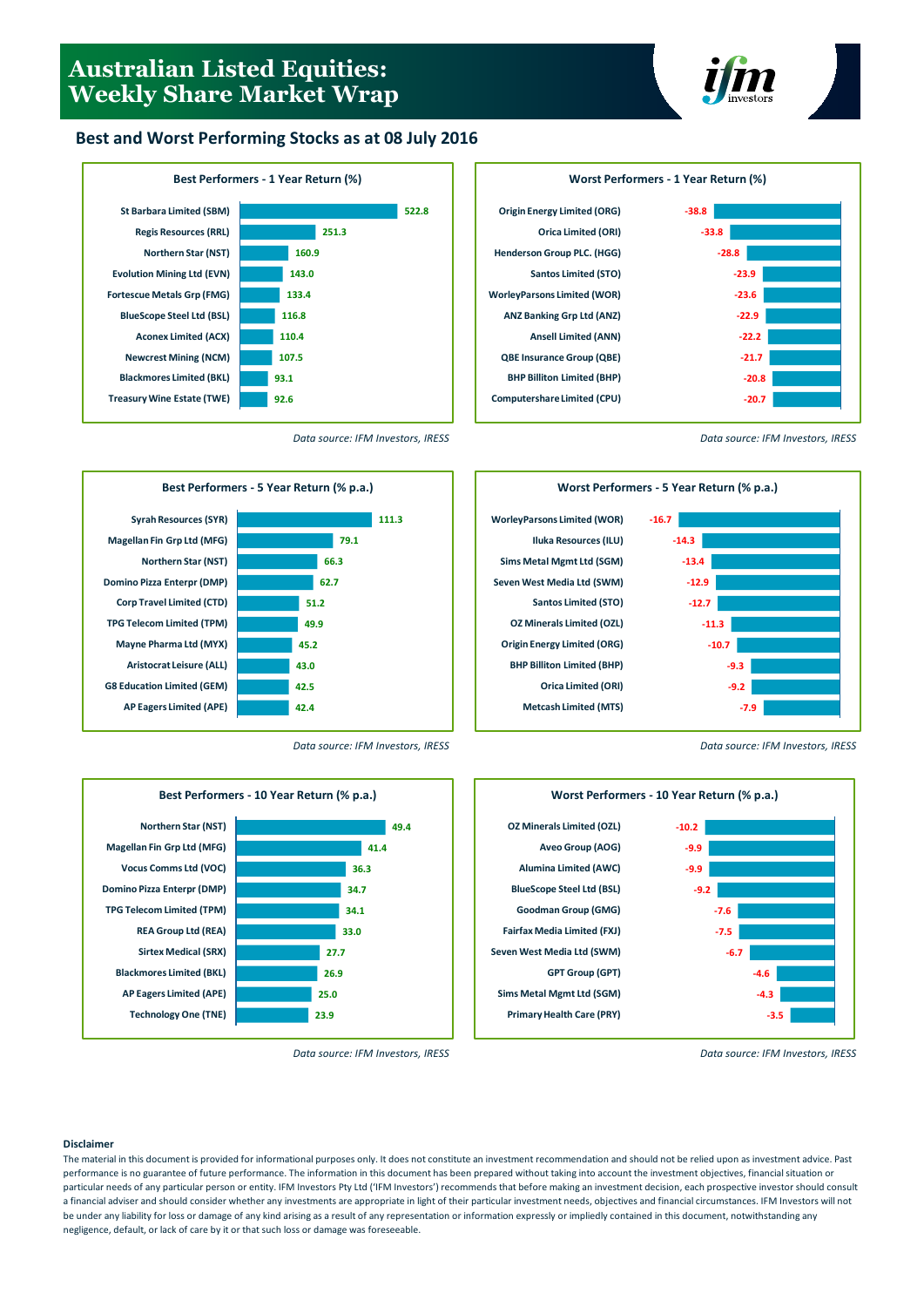# Australian Listed Equities: Weekly Share Market Wrap

## Best and Worst Performing Stocks as at 08 July 2016

**Best Performers - 1 Year Return (%)**

St Barbara Limited (SBM) 522.8
Regis Resources (RRL) 251.3
Northern Star (NST) 160.9
Evolution Mining Ltd (EVN) 143.0
Fortescue Metals Grp (FMG) 133.4
BlueScope Steel Ltd (BSL) 116.8
Aconex Limited (ACX) 110.4
Newcrest Mining (NCM) 107.5
Blackmores Limited (BKL) 93.1
Treasury Wine Estate (TWE) 92.6

*Data source: IFM Investors, IRESS*

**Worst Performers - 1 Year Return (%)**

Origin Energy Limited (ORG) -38.8
Orica Limited (ORI) -33.8
Henderson Group PLC. (HGG) -28.8
Santos Limited (STO) -23.9
WorleyParsons Limited (WOR) -23.6
ANZ Banking Grp Ltd (ANZ) -22.9
Ansell Limited (ANN) -22.2
QBE Insurance Group (QBE) -21.7
BHP Billiton Limited (BHP) -20.8
Computershare Limited (CPU) -20.7

*Data source: IFM Investors, IRESS*

**Best Performers - 5 Year Return (% p.a.)**

Syrah Resources (SYR) 111.3
Magellan Fin Grp Ltd (MFG) 79.1
Northern Star (NST) 66.3
Domino Pizza Enterpr (DMP) 62.7
Corp Travel Limited (CTD) 51.2
TPG Telecom Limited (TPM) 49.9
Mayne Pharma Ltd (MYX) 45.2
Aristocrat Leisure (ALL) 43.0
G8 Education Limited (GEM) 42.5
AP Eagers Limited (APE) 42.4

*Data source: IFM Investors, IRESS*

**Worst Performers - 5 Year Return (% p.a.)**

WorleyParsons Limited (WOR) -16.7
Iluka Resources (ILU) -14.3
Sims Metal Mgmt Ltd (SGM) -13.4
Seven West Media Ltd (SWM) -12.9
Santos Limited (STO) -12.7
OZ Minerals Limited (OZL) -11.3
Origin Energy Limited (ORG) -10.7
BHP Billiton Limited (BHP) -9.3
Orica Limited (ORI) -9.2
Metcash Limited (MTS) -7.9

*Data source: IFM Investors, IRESS*

**Best Performers - 10 Year Return (% p.a.)**

Northern Star (NST) 49.4
Magellan Fin Grp Ltd (MFG) 41.4
Vocus Comms Ltd (VOC) 36.3
Domino Pizza Enterpr (DMP) 34.7
TPG Telecom Limited (TPM) 34.1
REA Group Ltd (REA) 33.0
Sirtex Medical (SRX) 27.7
Blackmores Limited (BKL) 26.9
AP Eagers Limited (APE) 25.0
Technology One (TNE) 23.9

*Data source: IFM Investors, IRESS*

**Worst Performers - 10 Year Return (% p.a.)**

OZ Minerals Limited (OZL) -10.2
Aveo Group (AOG) -9.9
Alumina Limited (AWC) -9.9
BlueScope Steel Ltd (BSL) -9.2
Goodman Group (GMG) -7.6
Fairfax Media Limited (FXJ) -7.5
Seven West Media Ltd (SWM) -6.7
GPT Group (GPT) -4.6
Sims Metal Mgmt Ltd (SGM) -4.3
Primary Health Care (PRY) -3.5

*Data source: IFM Investors, IRESS*

**Disclaimer**

The material in this document is provided for informational purposes only. It does not constitute an investment recommendation and should not be relied upon as investment advice. Past performance is no guarantee of future performance. The information in this document has been prepared without taking into account the investment objectives, financial situation or particular needs of any particular person or entity. IFM Investors Pty Ltd ('IFM Investors') recommends that before making an investment decision, each prospective investor should consult a financial adviser and should consider whether any investments are appropriate in light of their particular investment needs, objectives and financial circumstances. IFM Investors will not be under any liability for loss or damage of any kind arising as a result of any representation or information expressly or impliedly contained in this document, notwithstanding any negligence, default, or lack of care by it or that such loss or damage was foreseeable.